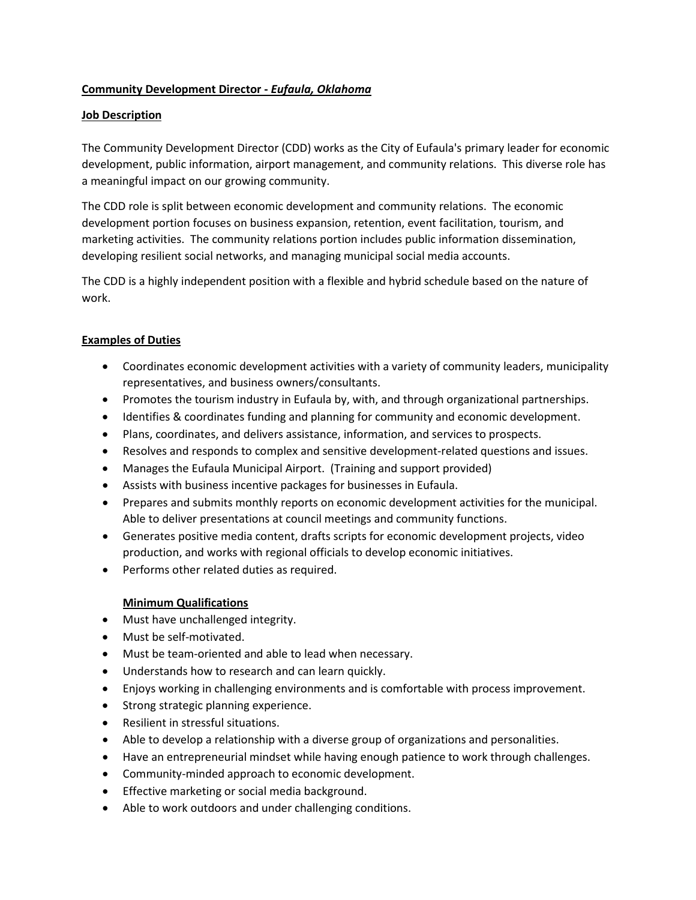**Community Development Director -** ***Eufaula, Oklahoma***

**Job Description**

The Community Development Director (CDD) works as the City of Eufaula's primary leader for economic development, public information, airport management, and community relations. This diverse role has a meaningful impact on our growing community.

The CDD role is split between economic development and community relations. The economic development portion focuses on business expansion, retention, event facilitation, tourism, and marketing activities. The community relations portion includes public information dissemination, developing resilient social networks, and managing municipal social media accounts.

The CDD is a highly independent position with a flexible and hybrid schedule based on the nature of work.

**Examples of Duties**

- Coordinates economic development activities with a variety of community leaders, municipality representatives, and business owners/consultants.
- Promotes the tourism industry in Eufaula by, with, and through organizational partnerships.
- Identifies & coordinates funding and planning for community and economic development.
- Plans, coordinates, and delivers assistance, information, and services to prospects.
- Resolves and responds to complex and sensitive development-related questions and issues.
- Manages the Eufaula Municipal Airport. (Training and support provided)
- Assists with business incentive packages for businesses in Eufaula.
- Prepares and submits monthly reports on economic development activities for the municipal. Able to deliver presentations at council meetings and community functions.
- Generates positive media content, drafts scripts for economic development projects, video production, and works with regional officials to develop economic initiatives.
- Performs other related duties as required.

**Minimum Qualifications**

- Must have unchallenged integrity.
- Must be self-motivated.
- Must be team-oriented and able to lead when necessary.
- Understands how to research and can learn quickly.
- Enjoys working in challenging environments and is comfortable with process improvement.
- Strong strategic planning experience.
- Resilient in stressful situations.
- Able to develop a relationship with a diverse group of organizations and personalities.
- Have an entrepreneurial mindset while having enough patience to work through challenges.
- Community-minded approach to economic development.
- Effective marketing or social media background.
- Able to work outdoors and under challenging conditions.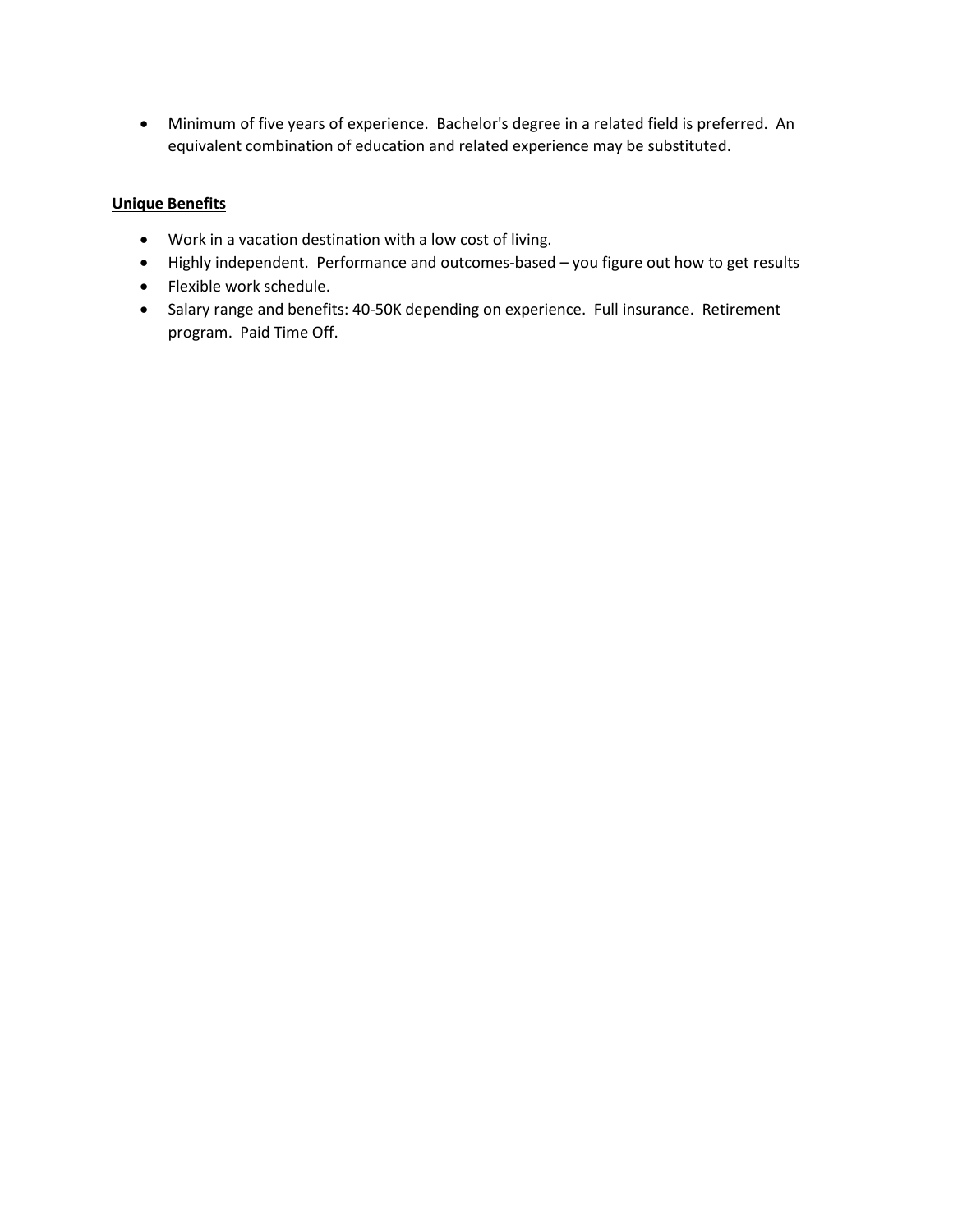- Minimum of five years of experience.  Bachelor's degree in a related field is preferred.  An equivalent combination of education and related experience may be substituted.

**Unique Benefits**

- Work in a vacation destination with a low cost of living.
- Highly independent.  Performance and outcomes-based – you figure out how to get results
- Flexible work schedule.
- Salary range and benefits: 40-50K depending on experience.  Full insurance.  Retirement program.  Paid Time Off.